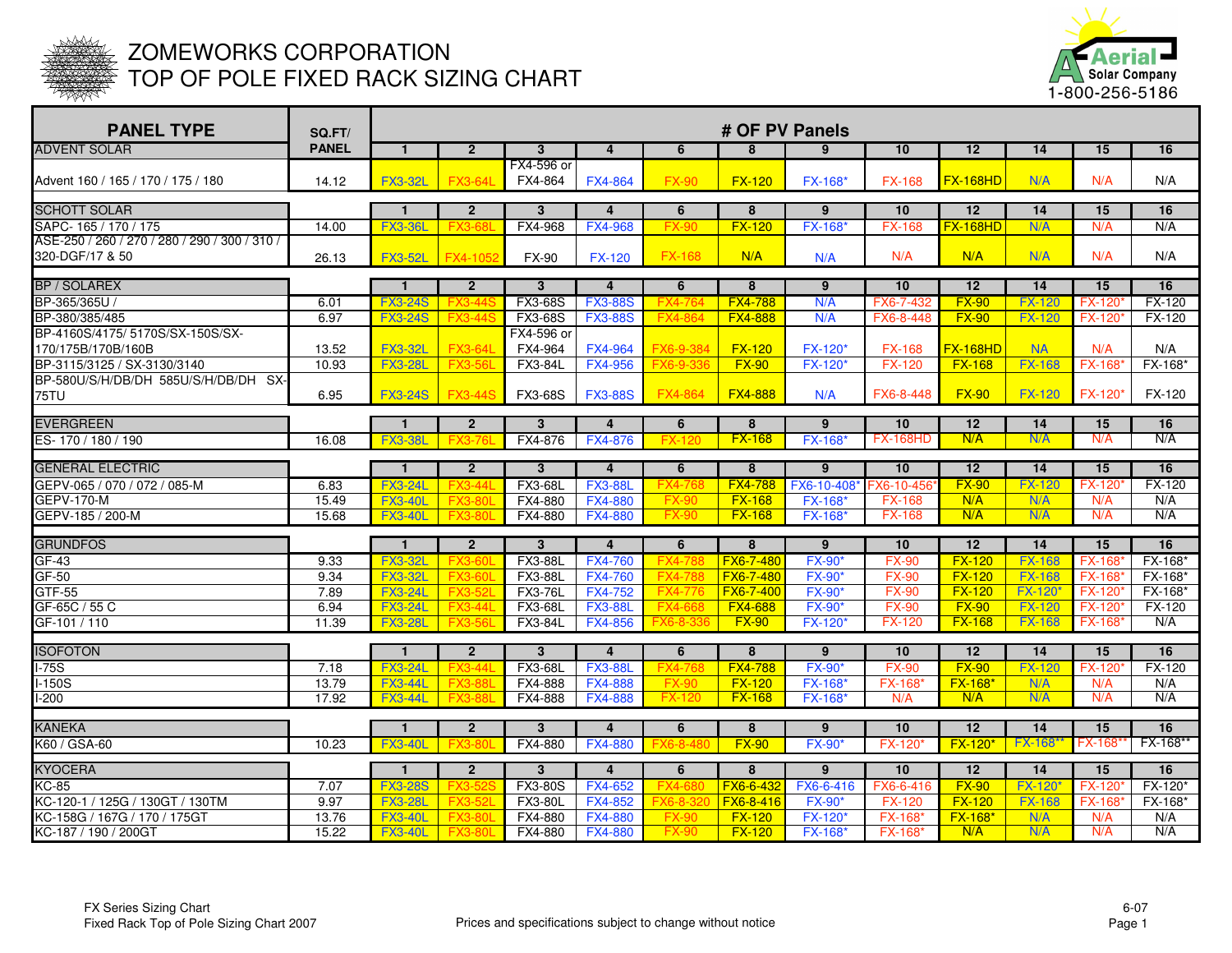# ZOMEWORKS CORPORATION
# TOP OF POLE FIXED RACK SIZING CHART

Aerial Solar Company 1-800-256-5186

| PANEL TYPE | SQ.FT/ PANEL | # OF PV Panels | | | | | | | | | | | |
|---|---|---|---|---|---|---|---|---|---|---|---|---|---|
| ADVENT SOLAR | | 1 | 2 | 3 | 4 | 6 | 8 | 9 | 10 | 12 | 14 | 15 | 16 |
| Advent 160 / 165 / 170 / 175 / 180 | 14.12 | FX3-32L | FX3-64L | FX4-596 or FX4-864 | FX4-864 | FX-90 | FX-120 | FX-168* | FX-168 | FX-168HD | N/A | N/A | N/A |
| SCHOTT SOLAR | | 1 | 2 | 3 | 4 | 6 | 8 | 9 | 10 | 12 | 14 | 15 | 16 |
| SAPC- 165 / 170 / 175 | 14.00 | FX3-36L | FX3-68L | FX4-968 | FX4-968 | FX-90 | FX-120 | FX-168* | FX-168 | FX-168HD | N/A | N/A | N/A |
| ASE-250 / 260 / 270 / 280 / 290 / 300 / 310 / 320-DGF/17 & 50 | 26.13 | FX3-52L | FX4-1052 | FX-90 | FX-120 | FX-168 | N/A | N/A | N/A | N/A | N/A | N/A | N/A |
| BP / SOLAREX | | 1 | 2 | 3 | 4 | 6 | 8 | 9 | 10 | 12 | 14 | 15 | 16 |
| BP-365/365U / | 6.01 | FX3-24S | FX3-44S | FX3-68S | FX3-88S | FX4-764 | FX4-788 | N/A | FX6-7-432 | FX-90 | FX-120 | FX-120* | FX-120 |
| BP-380/385/485 | 6.97 | FX3-24S | FX3-44S | FX3-68S | FX3-88S | FX4-864 | FX4-888 | N/A | FX6-8-448 | FX-90 | FX-120 | FX-120* | FX-120 |
| BP-4160S/4175/ 5170S/SX-150S/SX-170/175B/170B/160B | 13.52 | FX3-32L | FX3-64L | FX4-596 or FX4-964 | FX4-964 | FX6-9-384 | FX-120 | FX-120* | FX-168 | FX-168HD | NA | N/A | N/A |
| BP-3115/3125 / SX-3130/3140 | 10.93 | FX3-28L | FX3-56L | FX3-84L | FX4-956 | FX6-9-336 | FX-90 | FX-120* | FX-120 | FX-168 | FX-168 | FX-168* | FX-168* |
| BP-580U/S/H/DB/DH 585U/S/H/DB/DH SX-75TU | 6.95 | FX3-24S | FX3-44S | FX3-68S | FX3-88S | FX4-864 | FX4-888 | N/A | FX6-8-448 | FX-90 | FX-120 | FX-120* | FX-120 |
| EVERGREEN | | 1 | 2 | 3 | 4 | 6 | 8 | 9 | 10 | 12 | 14 | 15 | 16 |
| ES- 170 / 180 / 190 | 16.08 | FX3-38L | FX3-76L | FX4-876 | FX4-876 | FX-120 | FX-168 | FX-168* | FX-168HD | N/A | N/A | N/A | N/A |
| GENERAL ELECTRIC | | 1 | 2 | 3 | 4 | 6 | 8 | 9 | 10 | 12 | 14 | 15 | 16 |
| GEPV-065 / 070 / 072 / 085-M | 6.83 | FX3-24L | FX3-44L | FX3-68L | FX3-88L | FX4-768 | FX4-788 | FX6-10-408* | FX6-10-456* | FX-90 | FX-120 | FX-120* | FX-120 |
| GEPV-170-M | 15.49 | FX3-40L | FX3-80L | FX4-880 | FX4-880 | FX-90 | FX-168 | FX-168* | FX-168 | N/A | N/A | N/A | N/A |
| GEPV-185 / 200-M | 15.68 | FX3-40L | FX3-80L | FX4-880 | FX4-880 | FX-90 | FX-168 | FX-168* | FX-168 | N/A | N/A | N/A | N/A |
| GRUNDFOS | | 1 | 2 | 3 | 4 | 6 | 8 | 9 | 10 | 12 | 14 | 15 | 16 |
| GF-43 | 9.33 | FX3-32L | FX3-60L | FX3-88L | FX4-760 | FX4-788 | FX6-7-480 | FX-90* | FX-90 | FX-120 | FX-168 | FX-168* | FX-168* |
| GF-50 | 9.34 | FX3-32L | FX3-60L | FX3-88L | FX4-760 | FX4-788 | FX6-7-480 | FX-90* | FX-90 | FX-120 | FX-168 | FX-168* | FX-168* |
| GTF-55 | 7.89 | FX3-24L | FX3-52L | FX3-76L | FX4-752 | FX4-776 | FX6-7-400 | FX-90* | FX-90 | FX-120 | FX-120* | FX-120* | FX-168* |
| GF-65C / 55 C | 6.94 | FX3-24L | FX3-44L | FX3-68L | FX3-88L | FX4-668 | FX4-688 | FX-90* | FX-90 | FX-90 | FX-120 | FX-120* | FX-120 |
| GF-101 / 110 | 11.39 | FX3-28L | FX3-56L | FX3-84L | FX4-856 | FX6-8-336 | FX-90 | FX-120* | FX-120 | FX-168 | FX-168 | FX-168* | N/A |
| ISOFOTON | | 1 | 2 | 3 | 4 | 6 | 8 | 9 | 10 | 12 | 14 | 15 | 16 |
| I-75S | 7.18 | FX3-24L | FX3-44L | FX3-68L | FX3-88L | FX4-768 | FX4-788 | FX-90* | FX-90 | FX-90 | FX-120 | FX-120* | FX-120 |
| I-150S | 13.79 | FX3-44L | FX3-88L | FX4-888 | FX4-888 | FX-90 | FX-120 | FX-168* | FX-168* | FX-168* | N/A | N/A | N/A |
| I-200 | 17.92 | FX3-44L | FX3-88L | FX4-888 | FX4-888 | FX-120 | FX-168 | FX-168* | N/A | N/A | N/A | N/A | N/A |
| KANEKA | | 1 | 2 | 3 | 4 | 6 | 8 | 9 | 10 | 12 | 14 | 15 | 16 |
| K60 / GSA-60 | 10.23 | FX3-40L | FX3-80L | FX4-880 | FX4-880 | FX6-8-480 | FX-90 | FX-90* | FX-120* | FX-120* | FX-168** | FX-168** | FX-168** |
| KYOCERA | | 1 | 2 | 3 | 4 | 6 | 8 | 9 | 10 | 12 | 14 | 15 | 16 |
| KC-85 | 7.07 | FX3-28S | FX3-52S | FX3-80S | FX4-652 | FX4-680 | FX6-7-432 | FX6-6-416 | FX6-6-416 | FX-90 | FX-120* | FX-120* | FX-120* |
| KC-120-1 / 125G / 130GT / 130TM | 9.97 | FX3-28L | FX3-52L | FX3-80L | FX4-852 | FX6-8-320 | FX6-8-416 | FX-90* | FX-120 | FX-120 | FX-168 | FX-168* | FX-168* |
| KC-158G / 167G / 170 / 175GT | 13.76 | FX3-40L | FX3-80L | FX4-880 | FX4-880 | FX-90 | FX-120 | FX-120* | FX-168* | FX-168* | N/A | N/A | N/A |
| KC-187 / 190 / 200GT | 15.22 | FX3-40L | FX3-80L | FX4-880 | FX4-880 | FX-90 | FX-120 | FX-168* | FX-168* | N/A | N/A | N/A | N/A |

FX Series Sizing Chart
Fixed Rack Top of Pole Sizing Chart 2007

Prices and specifications subject to change without notice

6-07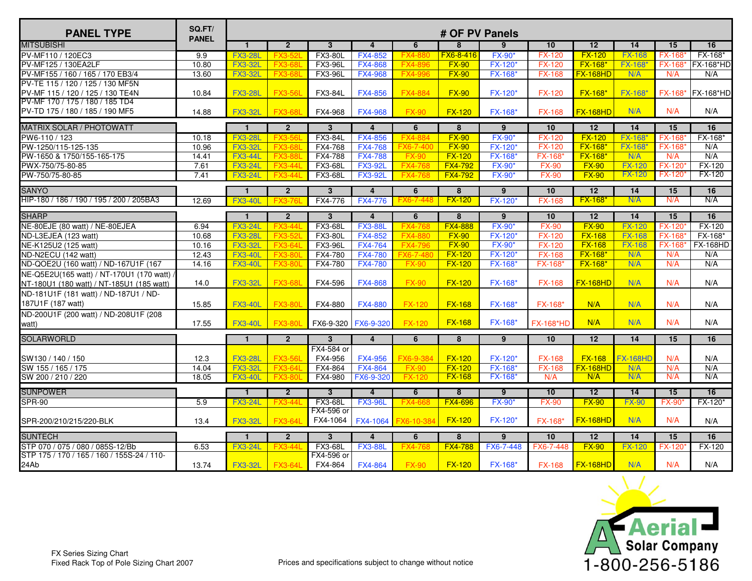| PANEL TYPE | SQ.FT/ PANEL | # OF PV Panels | | | | | | | | | | | |
|---|---|---|---|---|---|---|---|---|---|---|---|---|---|
| MITSUBISHI | | 1 | 2 | 3 | 4 | 6 | 8 | 9 | 10 | 12 | 14 | 15 | 16 |
| PV-MF110 / 120EC3 | 9.9 | FX3-28L | FX3-52L | FX3-80L | FX4-852 | FX4-880 | FX6-8-416 | FX-90* | FX-120 | FX-120 | FX-168 | FX-168* | FX-168* |
| PV-MF125 / 130EA2LF | 10.80 | FX3-32L | FX3-68L | FX3-96L | FX4-868 | FX4-896 | FX-90 | FX-120* | FX-120 | FX-168* | FX-168* | FX-168* | FX-168*HD |
| PV-MF155 / 160 / 165 / 170 EB3/4 | 13.60 | FX3-32L | FX3-68L | FX3-96L | FX4-968 | FX4-996 | FX-90 | FX-168* | FX-168 | FX-168HD | N/A | N/A | N/A |
| PV-TE 115 / 120 / 125 / 130 MF5N PV-MF 115 / 120 / 125 / 130 TE4N | 10.84 | FX3-28L | FX3-56L | FX3-84L | FX4-856 | FX4-884 | FX-90 | FX-120* | FX-120 | FX-168* | FX-168* | FX-168* | FX-168*HD |
| PV-MF 170 / 175 / 180 / 185 TD4 PV-TD 175 / 180 / 185 / 190 MF5 | 14.88 | FX3-32L | FX3-68L | FX4-968 | FX4-968 | FX-90 | FX-120 | FX-168* | FX-168 | FX-168HD | N/A | N/A | N/A |
| MATRIX SOLAR / PHOTOWATT | | 1 | 2 | 3 | 4 | 6 | 8 | 9 | 10 | 12 | 14 | 15 | 16 |
| PW6-110 / 123 | 10.18 | FX3-28L | FX3-56L | FX3-84L | FX4-856 | FX4-884 | FX-90 | FX-90* | FX-120 | FX-120 | FX-168* | FX-168* | FX-168* |
| PW-1250/115-125-135 | 10.96 | FX3-32L | FX3-68L | FX4-768 | FX4-768 | FX6-7-400 | FX-90 | FX-120* | FX-120 | FX-168* | FX-168* | FX-168* | N/A |
| PW-1650 & 1750/155-165-175 | 14.41 | FX3-44L | FX3-88L | FX4-788 | FX4-788 | FX-90 | FX-120 | FX-168* | FX-168* | FX-168* | N/A | N/A | N/A |
| PWX-750/75-80-85 | 7.61 | FX3-24L | FX3-44L | FX3-68L | FX3-92L | FX4-768 | FX4-792 | FX-90* | FX-90 | FX-90 | FX-120 | FX-120* | FX-120 |
| PW-750/75-80-85 | 7.41 | FX3-24L | FX3-44L | FX3-68L | FX3-92L | FX4-768 | FX4-792 | FX-90* | FX-90 | FX-90 | FX-120 | FX-120* | FX-120 |
| SANYO | | 1 | 2 | 3 | 4 | 6 | 8 | 9 | 10 | 12 | 14 | 15 | 16 |
| HIP-180 / 186 / 190 / 195 / 200 / 205BA3 | 12.69 | FX3-40L | FX3-76L | FX4-776 | FX4-776 | FX6-7-448 | FX-120 | FX-120* | FX-168 | FX-168* | N/A | N/A | N/A |
| SHARP | | 1 | 2 | 3 | 4 | 6 | 8 | 9 | 10 | 12 | 14 | 15 | 16 |
| NE-80EJE (80 watt) / NE-80EJEA | 6.94 | FX3-24L | FX3-44L | FX3-68L | FX3-88L | FX4-768 | FX4-888 | FX-90* | FX-90 | FX-90 | FX-120 | FX-120* | FX-120 |
| ND-L3EJEA (123 watt) | 10.68 | FX3-28L | FX3-52L | FX3-80L | FX4-852 | FX4-880 | FX-90 | FX-120* | FX-120 | FX-168 | FX-168 | FX-168* | FX-168* |
| NE-K125U2 (125 watt) | 10.16 | FX3-32L | FX3-64L | FX3-96L | FX4-764 | FX4-796 | FX-90 | FX-90* | FX-120 | FX-168 | FX-168 | FX-168* | FX-168HD |
| ND-N2ECU (142 watt) | 12.43 | FX3-40L | FX3-80L | FX4-780 | FX4-780 | FX6-7-480 | FX-120 | FX-120* | FX-168 | FX-168* | N/A | N/A | N/A |
| ND-QOE2U (160 watt) / ND-167U1F (167 | 14.16 | FX3-40L | FX3-80L | FX4-780 | FX4-780 | FX-90 | FX-120 | FX-168* | FX-168* | FX-168* | N/A | N/A | N/A |
| NE-Q5E2U(165 watt) / NT-170U1 (170 watt) / NT-180U1 (180 watt) / NT-185U1 (185 watt) | 14.0 | FX3-32L | FX3-68L | FX4-596 | FX4-868 | FX-90 | FX-120 | FX-168* | FX-168 | FX-168HD | N/A | N/A | N/A |
| ND-181U1F (181 watt) / ND-187U1 / ND-187U1F (187 watt) | 15.85 | FX3-40L | FX3-80L | FX4-880 | FX4-880 | FX-120 | FX-168 | FX-168* | FX-168* | N/A | N/A | N/A | N/A |
| ND-200U1F (200 watt) / ND-208U1F (208 watt) | 17.55 | FX3-40L | FX3-80L | FX6-9-320 | FX6-9-320 | FX-120 | FX-168 | FX-168* | FX-168*HD | N/A | N/A | N/A | N/A |
| SOLARWORLD | | 1 | 2 | 3 | 4 | 6 | 8 | 9 | 10 | 12 | 14 | 15 | 16 |
| SW130 / 140 / 150 | 12.3 | FX3-28L | FX3-56L | FX4-584 or FX4-956 | FX4-956 | FX6-9-384 | FX-120 | FX-120* | FX-168 | FX-168 | FX-168HD | N/A | N/A |
| SW 155 / 165 / 175 | 14.04 | FX3-32L | FX3-64L | FX4-864 | FX4-864 | FX-90 | FX-120 | FX-168* | FX-168 | FX-168HD | N/A | N/A | N/A |
| SW 200 / 210 / 220 | 18.05 | FX3-40L | FX3-80L | FX4-980 | FX6-9-320 | FX-120 | FX-168 | FX-168* | N/A | N/A | N/A | N/A | N/A |
| SUNPOWER | | 1 | 2 | 3 | 4 | 6 | 8 | 9 | 10 | 12 | 14 | 15 | 16 |
| SPR-90 | 5.9 | FX3-24L | FX3-44L | FX3-68L | FX3-96L | FX4-668 | FX4-696 | FX-90* | FX-90 | FX-90 | FX-90 | FX-90* | FX-120* |
| SPR-200/210/215/220-BLK | 13.4 | FX3-32L | FX3-64L | FX4-596 or FX4-1064 | FX4-1064 | FX6-10-384 | FX-120 | FX-120* | FX-168* | FX-168HD | N/A | N/A | N/A |
| SUNTECH | | 1 | 2 | 3 | 4 | 6 | 8 | 9 | 10 | 12 | 14 | 15 | 16 |
| STP 070 / 075 / 080 / 085S-12/Bb | 6.53 | FX3-24L | FX3-44L | FX3-68L | FX3-88L | FX4-768 | FX4-788 | FX6-7-448 | FX6-7-448 | FX-90 | FX-120 | FX-120* | FX-120 |
| STP 175 / 170 / 165 / 160 / 155S-24 / 110-24Ab | 13.74 | FX3-32L | FX3-64L | FX4-596 or FX4-864 | FX4-864 | FX-90 | FX-120 | FX-168* | FX-168 | FX-168HD | N/A | N/A | N/A |

FX Series Sizing Chart
Fixed Rack Top of Pole Sizing Chart 2007

Prices and specifications subject to change without notice

Aerial Solar Company
1-800-256-5186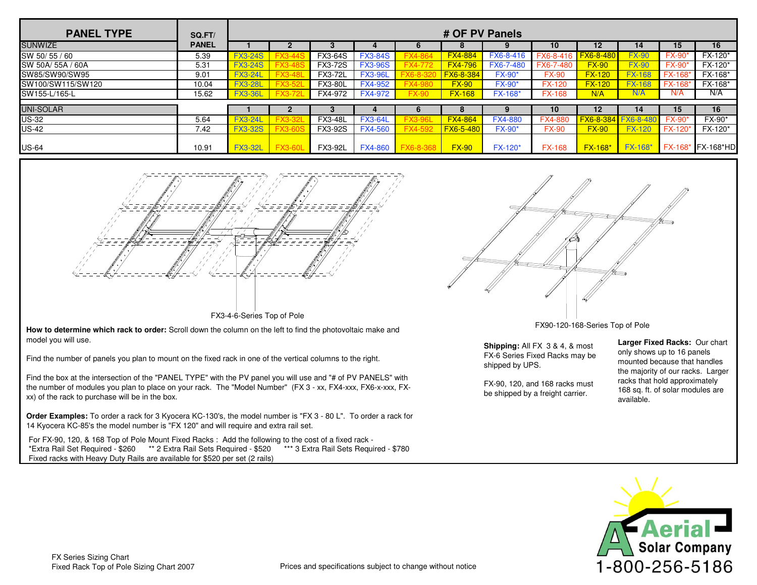| PANEL TYPE | SQ.FT/ PANEL | # OF PV Panels | | | | | | | | | | | |
|---|---|---|---|---|---|---|---|---|---|---|---|---|---|
| SUNWIZE | | 1 | 2 | 3 | 4 | 6 | 8 | 9 | 10 | 12 | 14 | 15 | 16 |
| SW 50/ 55 / 60 | 5.39 | FX3-24S | FX3-44S | FX3-64S | FX3-84S | FX4-864 | FX4-884 | FX6-8-416 | FX6-8-416 | FX6-8-480 | FX-90 | FX-90* | FX-120* |
| SW 50A/ 55A / 60A | 5.31 | FX3-24S | FX3-48S | FX3-72S | FX3-96S | FX4-772 | FX4-796 | FX6-7-480 | FX6-7-480 | FX-90 | FX-90 | FX-90* | FX-120* |
| SW85/SW90/SW95 | 9.01 | FX3-24L | FX3-48L | FX3-72L | FX3-96L | FX6-8-320 | FX6-8-384 | FX-90* | FX-90 | FX-120 | FX-168 | FX-168* | FX-168* |
| SW100/SW115/SW120 | 10.04 | FX3-28L | FX3-52L | FX3-80L | FX4-952 | FX4-980 | FX-90 | FX-90* | FX-120 | FX-120 | FX-168 | FX-168* | FX-168* |
| SW155-L/165-L | 15.62 | FX3-36L | FX3-72L | FX4-972 | FX4-972 | FX-90 | FX-168 | FX-168* | FX-168 | N/A | N/A | N/A | N/A |
| UNI-SOLAR | | 1 | 2 | 3 | 4 | 6 | 8 | 9 | 10 | 12 | 14 | 15 | 16 |
| US-32 | 5.64 | FX3-24L | FX3-32L | FX3-48L | FX3-64L | FX3-96L | FX4-864 | FX4-880 | FX4-880 | FX6-8-384 | FX6-8-480 | FX-90* | FX-90* |
| US-42 | 7.42 | FX3-32S | FX3-60S | FX3-92S | FX4-560 | FX4-592 | FX6-5-480 | FX-90* | FX-90 | FX-90 | FX-120 | FX-120* | FX-120* |
| US-64 | 10.91 | FX3-32L | FX3-60L | FX3-92L | FX4-860 | FX6-8-368 | FX-90 | FX-120* | FX-168 | FX-168* | FX-168* | FX-168* | FX-168*HD |

FX3-4-6-Series Top of Pole

FX90-120-168-Series Top of Pole

**How to determine which rack to order:** Scroll down the column on the left to find the photovoltaic make and model you will use.

Find the number of panels you plan to mount on the fixed rack in one of the vertical columns to the right.

Find the box at the intersection of the "PANEL TYPE" with the PV panel you will use and "# of PV PANELS" with the number of modules you plan to place on your rack. The "Model Number" (FX 3 - xx, FX4-xxx, FX6-x-xxx, FX-xx) of the rack to purchase will be in the box.

**Order Examples:** To order a rack for 3 Kyocera KC-130's, the model number is "FX 3 - 80 L". To order a rack for 14 Kyocera KC-85's the model number is "FX 120" and will require and extra rail set.

For FX-90, 120, & 168 Top of Pole Mount Fixed Racks : Add the following to the cost of a fixed rack -
*Extra Rail Set Required - $260 ** 2 Extra Rail Sets Required - $520 *** 3 Extra Rail Sets Required - $780
Fixed racks with Heavy Duty Rails are available for $520 per set (2 rails)

**Shipping:** All FX 3 & 4, & most FX-6 Series Fixed Racks may be shipped by UPS.

FX-90, 120, and 168 racks must be shipped by a freight carrier.

**Larger Fixed Racks:** Our chart only shows up to 16 panels mounted because that handles the majority of our racks. Larger racks that hold approximately 168 sq. ft. of solar modules are available.

FX Series Sizing Chart
Fixed Rack Top of Pole Sizing Chart 2007

Prices and specifications subject to change without notice

Aerial Solar Company
1-800-256-5186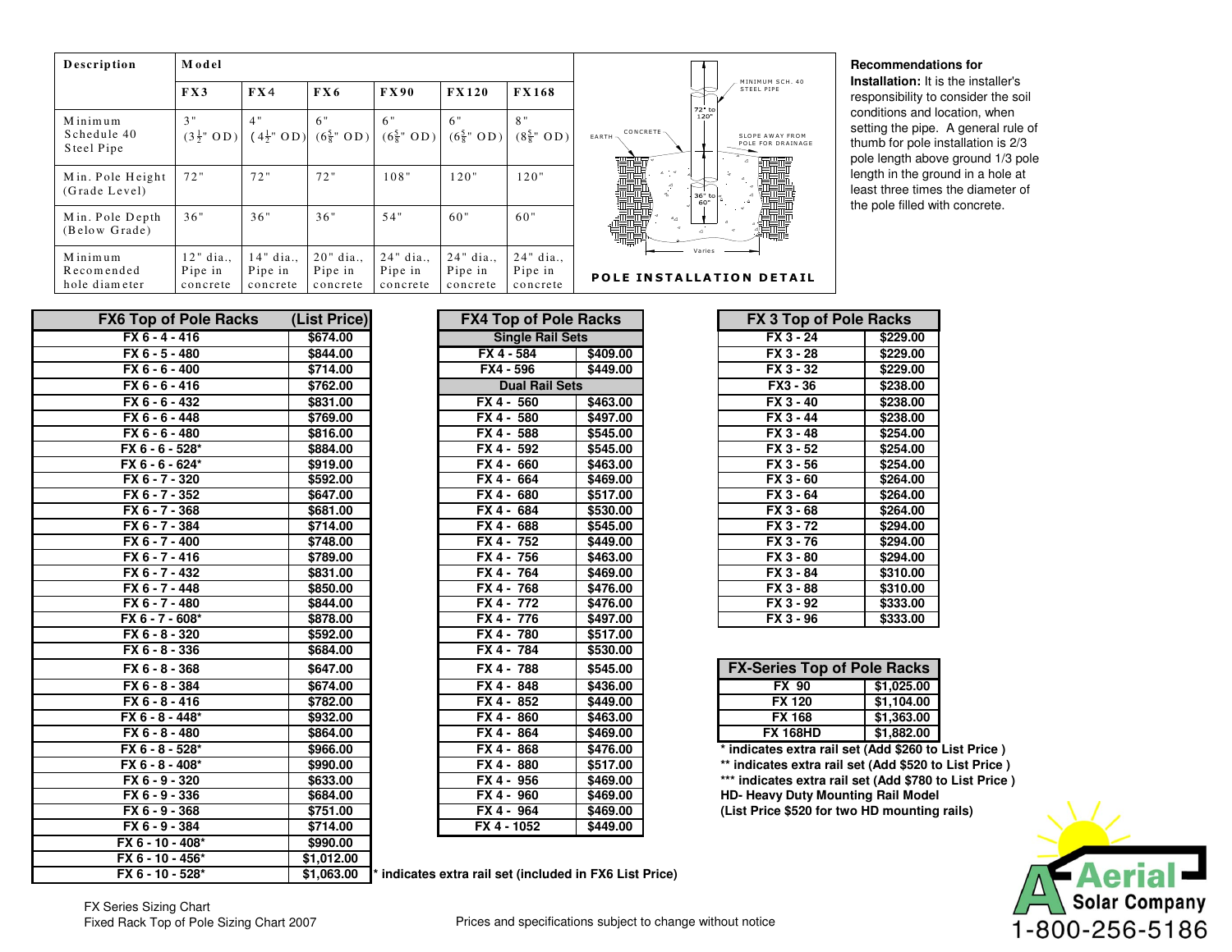| Description | Model | | | | | |
|---|---|---|---|---|---|---|
| | FX3 | FX4 | FX6 | FX90 | FX120 | FX168 |
| Minimum Schedule 40 Steel Pipe | 3" ($3\frac{1}{2}$" OD) | 4" ($4\frac{1}{2}$" OD) | 6" ($6\frac{5}{8}$" OD) | 6" ($6\frac{5}{8}$" OD) | 6" ($6\frac{5}{8}$" OD) | 8" ($8\frac{5}{8}$" OD) |
| Min. Pole Height (Grade Level) | 72" | 72" | 72" | 108" | 120" | 120" |
| Min. Pole Depth (Below Grade) | 36" | 36" | 36" | 54" | 60" | 60" |
| Minimum Recomended hole diameter | 12" dia., Pipe in concrete | 14" dia., Pipe in concrete | 20" dia., Pipe in concrete | 24" dia., Pipe in concrete | 24" dia., Pipe in concrete | 24" dia., Pipe in concrete |

MINIMUM SCH. 40 STEEL PIPE

72" to 120"

CONCRETE

EARTH

SLOPE AWAY FROM POLE FOR DRAINAGE

36" to 60"

Varies

POLE INSTALLATION DETAIL

**Recommendations for Installation:** It is the installer's responsibility to consider the soil conditions and location, when setting the pipe. A general rule of thumb for pole installation is 2/3 pole length above ground 1/3 pole length in the ground in a hole at least three times the diameter of the pole filled with concrete.

| FX6 Top of Pole Racks | (List Price) |
|---|---|
| FX 6 - 4 - 416 | $674.00 |
| FX 6 - 5 - 480 | $844.00 |
| FX 6 - 6 - 400 | $714.00 |
| FX 6 - 6 - 416 | $762.00 |
| FX 6 - 6 - 432 | $831.00 |
| FX 6 - 6 - 448 | $769.00 |
| FX 6 - 6 - 480 | $816.00 |
| FX 6 - 6 - 528* | $884.00 |
| FX 6 - 6 - 624* | $919.00 |
| FX 6 - 7 - 320 | $592.00 |
| FX 6 - 7 - 352 | $647.00 |
| FX 6 - 7 - 368 | $681.00 |
| FX 6 - 7 - 384 | $714.00 |
| FX 6 - 7 - 400 | $748.00 |
| FX 6 - 7 - 416 | $789.00 |
| FX 6 - 7 - 432 | $831.00 |
| FX 6 - 7 - 448 | $850.00 |
| FX 6 - 7 - 480 | $844.00 |
| FX 6 - 7 - 608* | $878.00 |
| FX 6 - 8 - 320 | $592.00 |
| FX 6 - 8 - 336 | $684.00 |
| FX 6 - 8 - 368 | $647.00 |
| FX 6 - 8 - 384 | $674.00 |
| FX 6 - 8 - 416 | $782.00 |
| FX 6 - 8 - 448* | $932.00 |
| FX 6 - 8 - 480 | $864.00 |
| FX 6 - 8 - 528* | $966.00 |
| FX 6 - 8 - 408* | $990.00 |
| FX 6 - 9 - 320 | $633.00 |
| FX 6 - 9 - 336 | $684.00 |
| FX 6 - 9 - 368 | $751.00 |
| FX 6 - 9 - 384 | $714.00 |
| FX 6 - 10 - 408* | $990.00 |
| FX 6 - 10 - 456* | $1,012.00 |
| FX 6 - 10 - 528* | $1,063.00 |

\* indicates extra rail set (included in FX6 List Price)

| FX4 Top of Pole Racks | |
|---|---|
| **Single Rail Sets** | |
| FX 4 - 584 | $409.00 |
| FX4 - 596 | $449.00 |
| **Dual Rail Sets** | |
| FX 4 - 560 | $463.00 |
| FX 4 - 580 | $497.00 |
| FX 4 - 588 | $545.00 |
| FX 4 - 592 | $545.00 |
| FX 4 - 660 | $463.00 |
| FX 4 - 664 | $469.00 |
| FX 4 - 680 | $517.00 |
| FX 4 - 684 | $530.00 |
| FX 4 - 688 | $545.00 |
| FX 4 - 752 | $449.00 |
| FX 4 - 756 | $463.00 |
| FX 4 - 764 | $469.00 |
| FX 4 - 768 | $476.00 |
| FX 4 - 772 | $476.00 |
| FX 4 - 776 | $497.00 |
| FX 4 - 780 | $517.00 |
| FX 4 - 784 | $530.00 |
| FX 4 - 788 | $545.00 |
| FX 4 - 848 | $436.00 |
| FX 4 - 852 | $449.00 |
| FX 4 - 860 | $463.00 |
| FX 4 - 864 | $469.00 |
| FX 4 - 868 | $476.00 |
| FX 4 - 880 | $517.00 |
| FX 4 - 956 | $469.00 |
| FX 4 - 960 | $469.00 |
| FX 4 - 964 | $469.00 |
| FX 4 - 1052 | $449.00 |

| FX 3 Top of Pole Racks | |
|---|---|
| FX 3 - 24 | $229.00 |
| FX 3 - 28 | $229.00 |
| FX 3 - 32 | $229.00 |
| FX3 - 36 | $238.00 |
| FX 3 - 40 | $238.00 |
| FX 3 - 44 | $238.00 |
| FX 3 - 48 | $254.00 |
| FX 3 - 52 | $254.00 |
| FX 3 - 56 | $254.00 |
| FX 3 - 60 | $264.00 |
| FX 3 - 64 | $264.00 |
| FX 3 - 68 | $264.00 |
| FX 3 - 72 | $294.00 |
| FX 3 - 76 | $294.00 |
| FX 3 - 80 | $294.00 |
| FX 3 - 84 | $310.00 |
| FX 3 - 88 | $310.00 |
| FX 3 - 92 | $333.00 |
| FX 3 - 96 | $333.00 |

| FX-Series Top of Pole Racks | |
|---|---|
| FX 90 | $1,025.00 |
| FX 120 | $1,104.00 |
| FX 168 | $1,363.00 |
| FX 168HD | $1,882.00 |

**\* indicates extra rail set (Add $260 to List Price )**
**\*\* indicates extra rail set (Add $520 to List Price )**
**\*\*\* indicates extra rail set (Add $780 to List Price )**
**HD- Heavy Duty Mounting Rail Model**
**(List Price $520 for two HD mounting rails)**

Aerial Solar Company
1-800-256-5186

FX Series Sizing Chart
Fixed Rack Top of Pole Sizing Chart 2007

Prices and specifications subject to change without notice